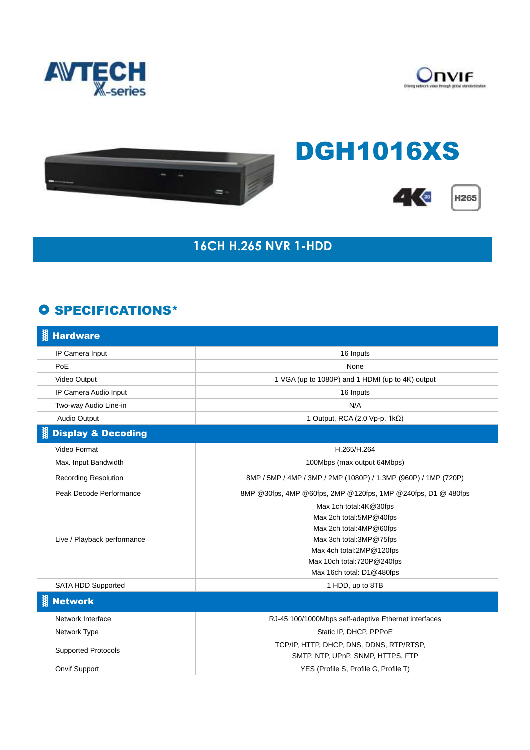# DGH1016XS

## 16CH H.265 NVR 1-HDD

## SPECIFICATIONS*

| Hardware | |
|---|---|
| IP Camera Input | 16 Inputs |
| PoE | None |
| Video Output | 1 VGA (up to 1080P) and 1 HDMI (up to 4K) output |
| IP Camera Audio Input | 16 Inputs |
| Two-way Audio Line-in | N/A |
| Audio Output | 1 Output, RCA (2.0 Vp-p, 1kΩ) |
| **Display & Decoding** | |
| Video Format | H.265/H.264 |
| Max. Input Bandwidth | 100Mbps (max output 64Mbps) |
| Recording Resolution | 8MP / 5MP / 4MP / 3MP / 2MP (1080P) / 1.3MP (960P) / 1MP (720P) |
| Peak Decode Performance | 8MP @30fps, 4MP @60fps, 2MP @120fps, 1MP @240fps, D1 @ 480fps |
| Live / Playback performance | Max 1ch total:4K@30fps<br>Max 2ch total:5MP@40fps<br>Max 2ch total:4MP@60fps<br>Max 3ch total:3MP@75fps<br>Max 4ch total:2MP@120fps<br>Max 10ch total:720P@240fps<br>Max 16ch total: D1@480fps |
| SATA HDD Supported | 1 HDD, up to 8TB |
| **Network** | |
| Network Interface | RJ-45 100/1000Mbps self-adaptive Ethernet interfaces |
| Network Type | Static IP, DHCP, PPPoE |
| Supported Protocols | TCP/IP, HTTP, DHCP, DNS, DDNS, RTP/RTSP, SMTP, NTP, UPnP, SNMP, HTTPS, FTP |
| Onvif Support | YES (Profile S, Profile G, Profile T) |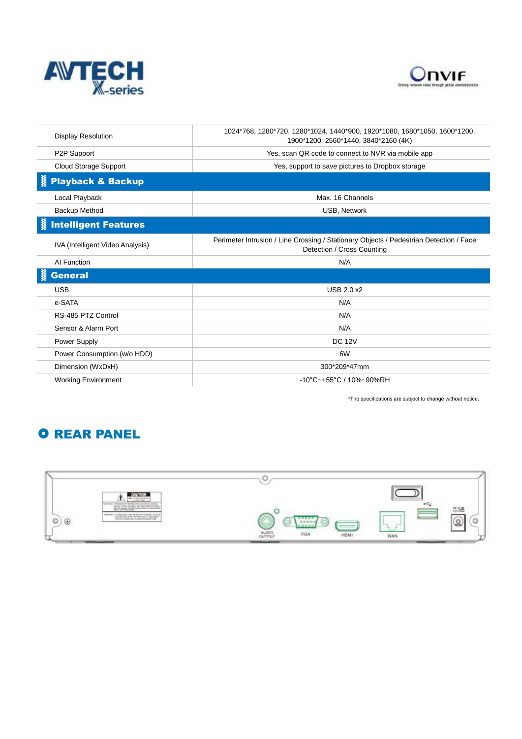| | |
|---|---|
| Display Resolution | 1024*768, 1280*720, 1280*1024, 1440*900, 1920*1080, 1680*1050, 1600*1200, 1900*1200, 2560*1440, 3840*2160 (4K) |
| P2P Support | Yes, scan QR code to connect to NVR via mobile app |
| Cloud Storage Support | Yes, support to save pictures to Dropbox storage |
| **Playback & Backup** | |
| Local Playback | Max. 16 Channels |
| Backup Method | USB, Network |
| **Intelligent Features** | |
| IVA (Intelligent Video Analysis) | Perimeter Intrusion / Line Crossing / Stationary Objects / Pedestrian Detection / Face Detection / Cross Counting |
| AI Function | N/A |
| **General** | |
| USB | USB 2.0 x2 |
| e-SATA | N/A |
| RS-485 PTZ Control | N/A |
| Sensor & Alarm Port | N/A |
| Power Supply | DC 12V |
| Power Consumption (w/o HDD) | 6W |
| Dimension (WxDxH) | 300*209*47mm |
| Working Environment | -10°C~+55°C / 10%~90%RH |

*The specifications are subject to change without notice.

## REAR PANEL

AUDIO OUTPUT

VGA

HDMI

WAN